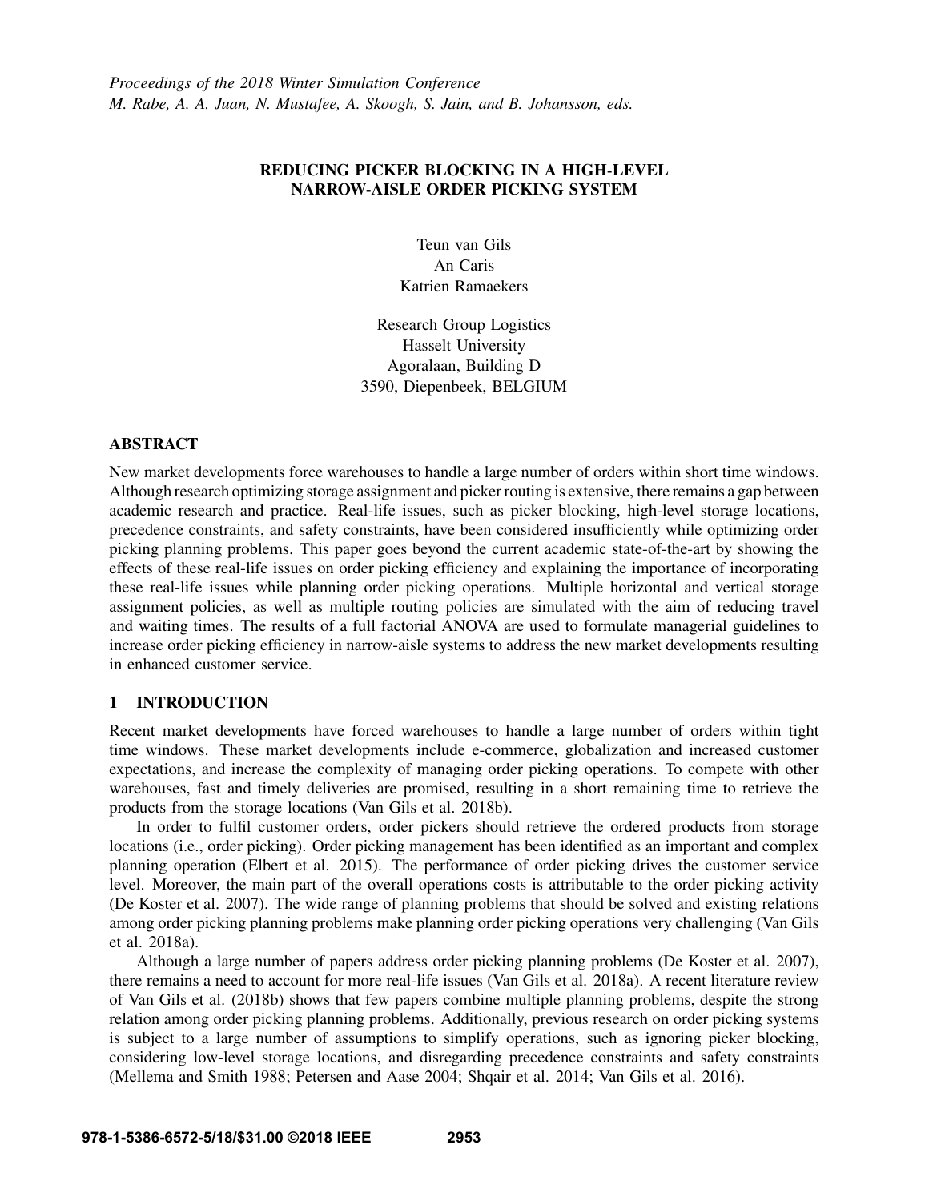*Proceedings of the 2018 Winter Simulation Conference*
*M. Rabe, A. A. Juan, N. Mustafee, A. Skoogh, S. Jain, and B. Johansson, eds.*

# REDUCING PICKER BLOCKING IN A HIGH-LEVEL NARROW-AISLE ORDER PICKING SYSTEM

Teun van Gils
An Caris
Katrien Ramaekers

Research Group Logistics
Hasselt University
Agoralaan, Building D
3590, Diepenbeek, BELGIUM

## ABSTRACT

New market developments force warehouses to handle a large number of orders within short time windows. Although research optimizing storage assignment and picker routing is extensive, there remains a gap between academic research and practice. Real-life issues, such as picker blocking, high-level storage locations, precedence constraints, and safety constraints, have been considered insufficiently while optimizing order picking planning problems. This paper goes beyond the current academic state-of-the-art by showing the effects of these real-life issues on order picking efficiency and explaining the importance of incorporating these real-life issues while planning order picking operations. Multiple horizontal and vertical storage assignment policies, as well as multiple routing policies are simulated with the aim of reducing travel and waiting times. The results of a full factorial ANOVA are used to formulate managerial guidelines to increase order picking efficiency in narrow-aisle systems to address the new market developments resulting in enhanced customer service.

## 1 INTRODUCTION

Recent market developments have forced warehouses to handle a large number of orders within tight time windows. These market developments include e-commerce, globalization and increased customer expectations, and increase the complexity of managing order picking operations. To compete with other warehouses, fast and timely deliveries are promised, resulting in a short remaining time to retrieve the products from the storage locations (Van Gils et al. 2018b).

In order to fulfil customer orders, order pickers should retrieve the ordered products from storage locations (i.e., order picking). Order picking management has been identified as an important and complex planning operation (Elbert et al. 2015). The performance of order picking drives the customer service level. Moreover, the main part of the overall operations costs is attributable to the order picking activity (De Koster et al. 2007). The wide range of planning problems that should be solved and existing relations among order picking planning problems make planning order picking operations very challenging (Van Gils et al. 2018a).

Although a large number of papers address order picking planning problems (De Koster et al. 2007), there remains a need to account for more real-life issues (Van Gils et al. 2018a). A recent literature review of Van Gils et al. (2018b) shows that few papers combine multiple planning problems, despite the strong relation among order picking planning problems. Additionally, previous research on order picking systems is subject to a large number of assumptions to simplify operations, such as ignoring picker blocking, considering low-level storage locations, and disregarding precedence constraints and safety constraints (Mellema and Smith 1988; Petersen and Aase 2004; Shqair et al. 2014; Van Gils et al. 2016).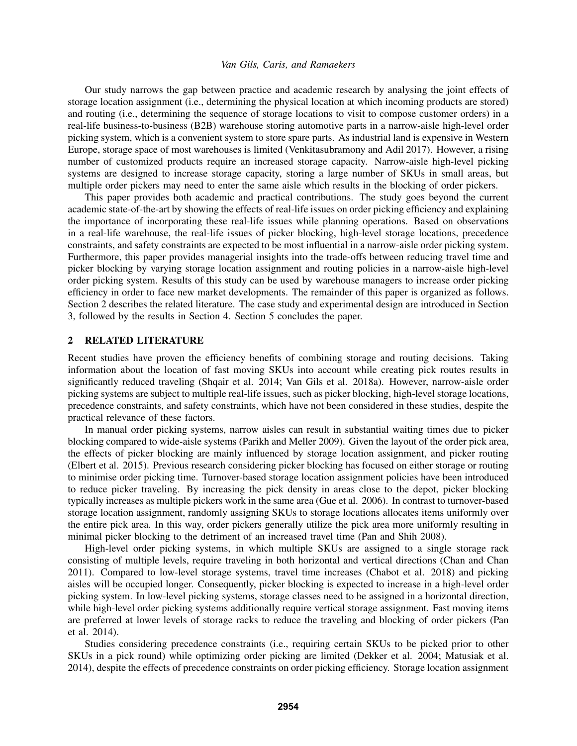Our study narrows the gap between practice and academic research by analysing the joint effects of storage location assignment (i.e., determining the physical location at which incoming products are stored) and routing (i.e., determining the sequence of storage locations to visit to compose customer orders) in a real-life business-to-business (B2B) warehouse storing automotive parts in a narrow-aisle high-level order picking system, which is a convenient system to store spare parts. As industrial land is expensive in Western Europe, storage space of most warehouses is limited (Venkitasubramony and Adil 2017). However, a rising number of customized products require an increased storage capacity. Narrow-aisle high-level picking systems are designed to increase storage capacity, storing a large number of SKUs in small areas, but multiple order pickers may need to enter the same aisle which results in the blocking of order pickers.

This paper provides both academic and practical contributions. The study goes beyond the current academic state-of-the-art by showing the effects of real-life issues on order picking efficiency and explaining the importance of incorporating these real-life issues while planning operations. Based on observations in a real-life warehouse, the real-life issues of picker blocking, high-level storage locations, precedence constraints, and safety constraints are expected to be most influential in a narrow-aisle order picking system. Furthermore, this paper provides managerial insights into the trade-offs between reducing travel time and picker blocking by varying storage location assignment and routing policies in a narrow-aisle high-level order picking system. Results of this study can be used by warehouse managers to increase order picking efficiency in order to face new market developments. The remainder of this paper is organized as follows. Section 2 describes the related literature. The case study and experimental design are introduced in Section 3, followed by the results in Section 4. Section 5 concludes the paper.

## 2 RELATED LITERATURE

Recent studies have proven the efficiency benefits of combining storage and routing decisions. Taking information about the location of fast moving SKUs into account while creating pick routes results in significantly reduced traveling (Shqair et al. 2014; Van Gils et al. 2018a). However, narrow-aisle order picking systems are subject to multiple real-life issues, such as picker blocking, high-level storage locations, precedence constraints, and safety constraints, which have not been considered in these studies, despite the practical relevance of these factors.

In manual order picking systems, narrow aisles can result in substantial waiting times due to picker blocking compared to wide-aisle systems (Parikh and Meller 2009). Given the layout of the order pick area, the effects of picker blocking are mainly influenced by storage location assignment, and picker routing (Elbert et al. 2015). Previous research considering picker blocking has focused on either storage or routing to minimise order picking time. Turnover-based storage location assignment policies have been introduced to reduce picker traveling. By increasing the pick density in areas close to the depot, picker blocking typically increases as multiple pickers work in the same area (Gue et al. 2006). In contrast to turnover-based storage location assignment, randomly assigning SKUs to storage locations allocates items uniformly over the entire pick area. In this way, order pickers generally utilize the pick area more uniformly resulting in minimal picker blocking to the detriment of an increased travel time (Pan and Shih 2008).

High-level order picking systems, in which multiple SKUs are assigned to a single storage rack consisting of multiple levels, require traveling in both horizontal and vertical directions (Chan and Chan 2011). Compared to low-level storage systems, travel time increases (Chabot et al. 2018) and picking aisles will be occupied longer. Consequently, picker blocking is expected to increase in a high-level order picking system. In low-level picking systems, storage classes need to be assigned in a horizontal direction, while high-level order picking systems additionally require vertical storage assignment. Fast moving items are preferred at lower levels of storage racks to reduce the traveling and blocking of order pickers (Pan et al. 2014).

Studies considering precedence constraints (i.e., requiring certain SKUs to be picked prior to other SKUs in a pick round) while optimizing order picking are limited (Dekker et al. 2004; Matusiak et al. 2014), despite the effects of precedence constraints on order picking efficiency. Storage location assignment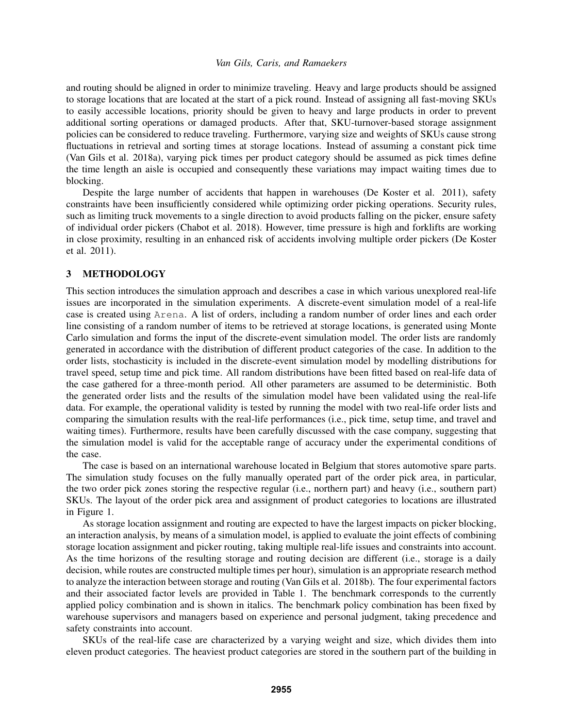and routing should be aligned in order to minimize traveling. Heavy and large products should be assigned to storage locations that are located at the start of a pick round. Instead of assigning all fast-moving SKUs to easily accessible locations, priority should be given to heavy and large products in order to prevent additional sorting operations or damaged products. After that, SKU-turnover-based storage assignment policies can be considered to reduce traveling. Furthermore, varying size and weights of SKUs cause strong fluctuations in retrieval and sorting times at storage locations. Instead of assuming a constant pick time (Van Gils et al. 2018a), varying pick times per product category should be assumed as pick times define the time length an aisle is occupied and consequently these variations may impact waiting times due to blocking.

Despite the large number of accidents that happen in warehouses (De Koster et al. 2011), safety constraints have been insufficiently considered while optimizing order picking operations. Security rules, such as limiting truck movements to a single direction to avoid products falling on the picker, ensure safety of individual order pickers (Chabot et al. 2018). However, time pressure is high and forklifts are working in close proximity, resulting in an enhanced risk of accidents involving multiple order pickers (De Koster et al. 2011).

## 3 METHODOLOGY

This section introduces the simulation approach and describes a case in which various unexplored real-life issues are incorporated in the simulation experiments. A discrete-event simulation model of a real-life case is created using `Arena`. A list of orders, including a random number of order lines and each order line consisting of a random number of items to be retrieved at storage locations, is generated using Monte Carlo simulation and forms the input of the discrete-event simulation model. The order lists are randomly generated in accordance with the distribution of different product categories of the case. In addition to the order lists, stochasticity is included in the discrete-event simulation model by modelling distributions for travel speed, setup time and pick time. All random distributions have been fitted based on real-life data of the case gathered for a three-month period. All other parameters are assumed to be deterministic. Both the generated order lists and the results of the simulation model have been validated using the real-life data. For example, the operational validity is tested by running the model with two real-life order lists and comparing the simulation results with the real-life performances (i.e., pick time, setup time, and travel and waiting times). Furthermore, results have been carefully discussed with the case company, suggesting that the simulation model is valid for the acceptable range of accuracy under the experimental conditions of the case.

The case is based on an international warehouse located in Belgium that stores automotive spare parts. The simulation study focuses on the fully manually operated part of the order pick area, in particular, the two order pick zones storing the respective regular (i.e., northern part) and heavy (i.e., southern part) SKUs. The layout of the order pick area and assignment of product categories to locations are illustrated in Figure 1.

As storage location assignment and routing are expected to have the largest impacts on picker blocking, an interaction analysis, by means of a simulation model, is applied to evaluate the joint effects of combining storage location assignment and picker routing, taking multiple real-life issues and constraints into account. As the time horizons of the resulting storage and routing decision are different (i.e., storage is a daily decision, while routes are constructed multiple times per hour), simulation is an appropriate research method to analyze the interaction between storage and routing (Van Gils et al. 2018b). The four experimental factors and their associated factor levels are provided in Table 1. The benchmark corresponds to the currently applied policy combination and is shown in italics. The benchmark policy combination has been fixed by warehouse supervisors and managers based on experience and personal judgment, taking precedence and safety constraints into account.

SKUs of the real-life case are characterized by a varying weight and size, which divides them into eleven product categories. The heaviest product categories are stored in the southern part of the building in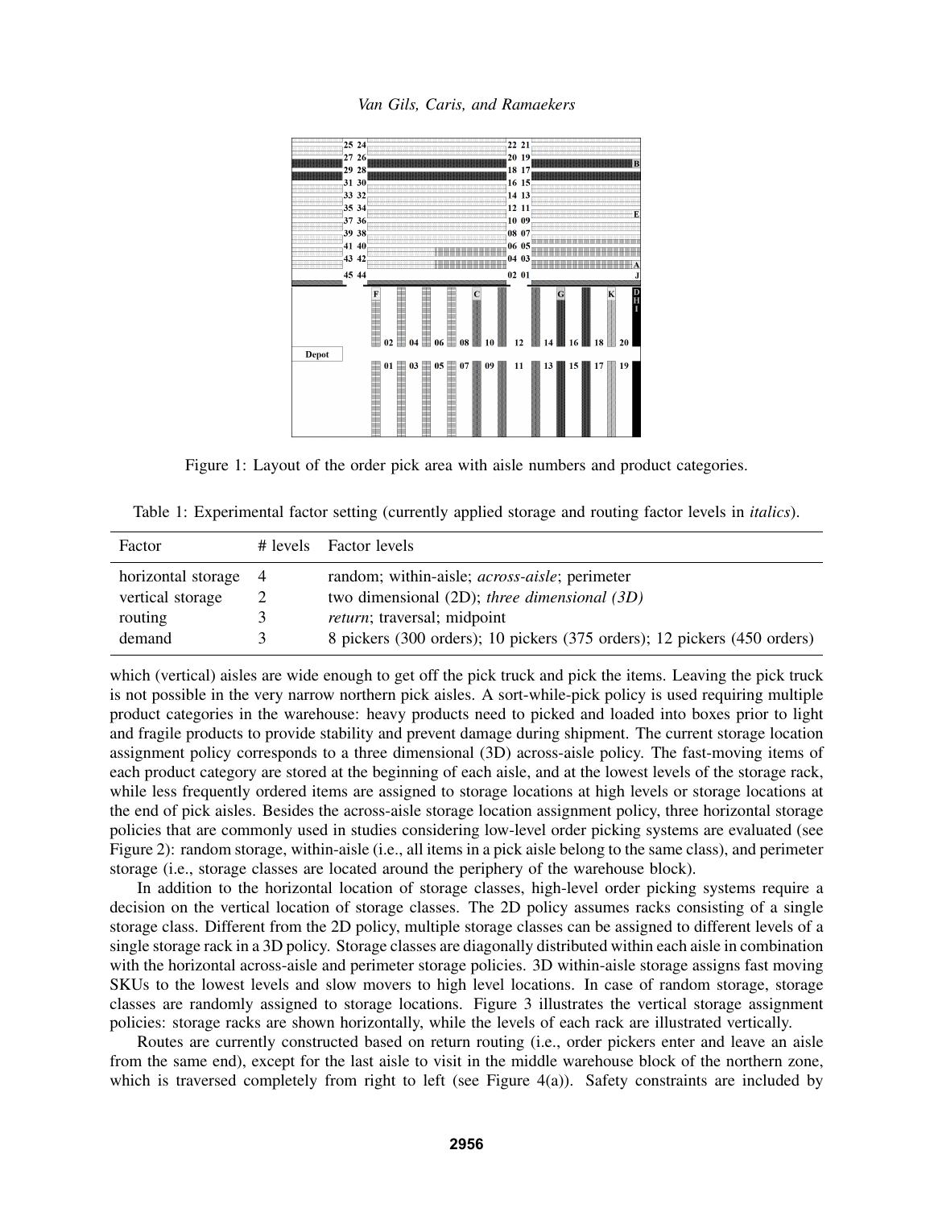Figure 1: Layout of the order pick area with aisle numbers and product categories.

Table 1: Experimental factor setting (currently applied storage and routing factor levels in *italics*).

| Factor | # levels | Factor levels |
|---|---|---|
| horizontal storage | 4 | random; within-aisle; *across-aisle*; perimeter |
| vertical storage | 2 | two dimensional (2D); *three dimensional (3D)* |
| routing | 3 | *return*; traversal; midpoint |
| demand | 3 | 8 pickers (300 orders); 10 pickers (375 orders); 12 pickers (450 orders) |

which (vertical) aisles are wide enough to get off the pick truck and pick the items. Leaving the pick truck is not possible in the very narrow northern pick aisles. A sort-while-pick policy is used requiring multiple product categories in the warehouse: heavy products need to picked and loaded into boxes prior to light and fragile products to provide stability and prevent damage during shipment. The current storage location assignment policy corresponds to a three dimensional (3D) across-aisle policy. The fast-moving items of each product category are stored at the beginning of each aisle, and at the lowest levels of the storage rack, while less frequently ordered items are assigned to storage locations at high levels or storage locations at the end of pick aisles. Besides the across-aisle storage location assignment policy, three horizontal storage policies that are commonly used in studies considering low-level order picking systems are evaluated (see Figure 2): random storage, within-aisle (i.e., all items in a pick aisle belong to the same class), and perimeter storage (i.e., storage classes are located around the periphery of the warehouse block).

In addition to the horizontal location of storage classes, high-level order picking systems require a decision on the vertical location of storage classes. The 2D policy assumes racks consisting of a single storage class. Different from the 2D policy, multiple storage classes can be assigned to different levels of a single storage rack in a 3D policy. Storage classes are diagonally distributed within each aisle in combination with the horizontal across-aisle and perimeter storage policies. 3D within-aisle storage assigns fast moving SKUs to the lowest levels and slow movers to high level locations. In case of random storage, storage classes are randomly assigned to storage locations. Figure 3 illustrates the vertical storage assignment policies: storage racks are shown horizontally, while the levels of each rack are illustrated vertically.

Routes are currently constructed based on return routing (i.e., order pickers enter and leave an aisle from the same end), except for the last aisle to visit in the middle warehouse block of the northern zone, which is traversed completely from right to left (see Figure 4(a)). Safety constraints are included by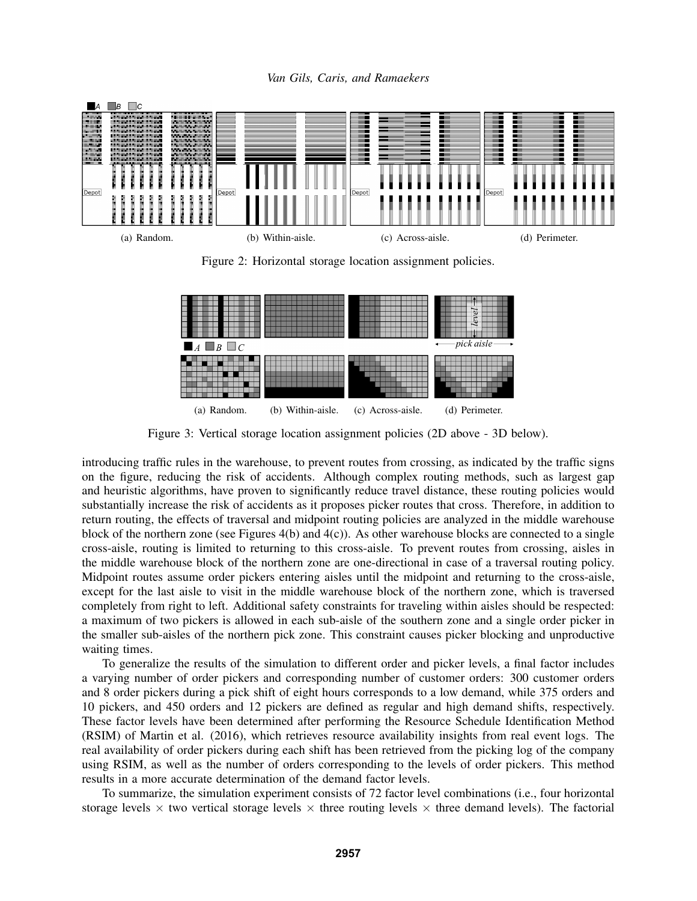(a) Random. (b) Within-aisle. (c) Across-aisle. (d) Perimeter.

Figure 2: Horizontal storage location assignment policies.

(a) Random. (b) Within-aisle. (c) Across-aisle. (d) Perimeter.

Figure 3: Vertical storage location assignment policies (2D above - 3D below).

introducing traffic rules in the warehouse, to prevent routes from crossing, as indicated by the traffic signs on the figure, reducing the risk of accidents. Although complex routing methods, such as largest gap and heuristic algorithms, have proven to significantly reduce travel distance, these routing policies would substantially increase the risk of accidents as it proposes picker routes that cross. Therefore, in addition to return routing, the effects of traversal and midpoint routing policies are analyzed in the middle warehouse block of the northern zone (see Figures 4(b) and 4(c)). As other warehouse blocks are connected to a single cross-aisle, routing is limited to returning to this cross-aisle. To prevent routes from crossing, aisles in the middle warehouse block of the northern zone are one-directional in case of a traversal routing policy. Midpoint routes assume order pickers entering aisles until the midpoint and returning to the cross-aisle, except for the last aisle to visit in the middle warehouse block of the northern zone, which is traversed completely from right to left. Additional safety constraints for traveling within aisles should be respected: a maximum of two pickers is allowed in each sub-aisle of the southern zone and a single order picker in the smaller sub-aisles of the northern pick zone. This constraint causes picker blocking and unproductive waiting times.

To generalize the results of the simulation to different order and picker levels, a final factor includes a varying number of order pickers and corresponding number of customer orders: 300 customer orders and 8 order pickers during a pick shift of eight hours corresponds to a low demand, while 375 orders and 10 pickers, and 450 orders and 12 pickers are defined as regular and high demand shifts, respectively. These factor levels have been determined after performing the Resource Schedule Identification Method (RSIM) of Martin et al. (2016), which retrieves resource availability insights from real event logs. The real availability of order pickers during each shift has been retrieved from the picking log of the company using RSIM, as well as the number of orders corresponding to the levels of order pickers. This method results in a more accurate determination of the demand factor levels.

To summarize, the simulation experiment consists of 72 factor level combinations (i.e., four horizontal storage levels $\times$ two vertical storage levels $\times$ three routing levels $\times$ three demand levels). The factorial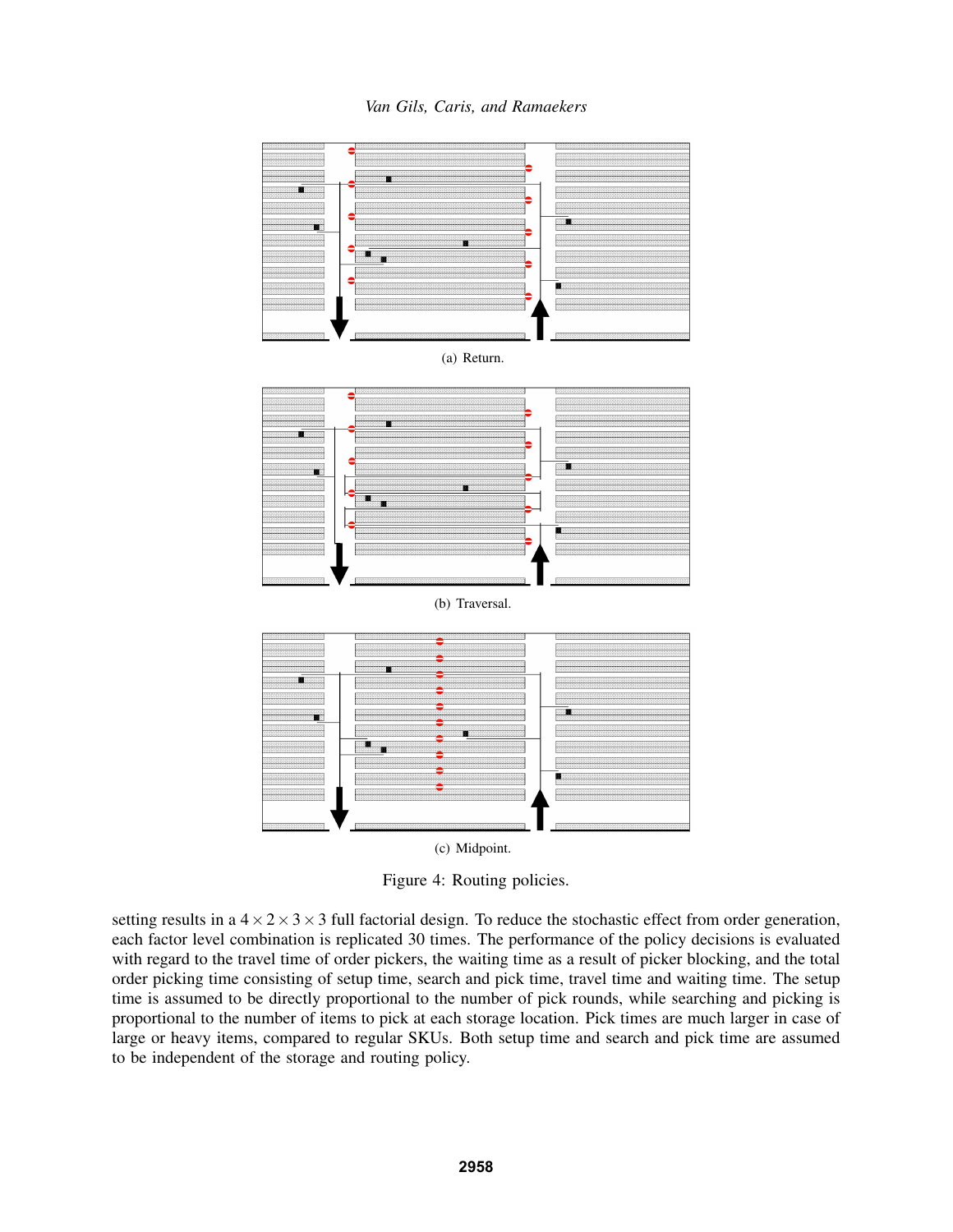(a) Return.

(b) Traversal.

(c) Midpoint.

Figure 4: Routing policies.

setting results in a $4 \times 2 \times 3 \times 3$ full factorial design. To reduce the stochastic effect from order generation, each factor level combination is replicated 30 times. The performance of the policy decisions is evaluated with regard to the travel time of order pickers, the waiting time as a result of picker blocking, and the total order picking time consisting of setup time, search and pick time, travel time and waiting time. The setup time is assumed to be directly proportional to the number of pick rounds, while searching and picking is proportional to the number of items to pick at each storage location. Pick times are much larger in case of large or heavy items, compared to regular SKUs. Both setup time and search and pick time are assumed to be independent of the storage and routing policy.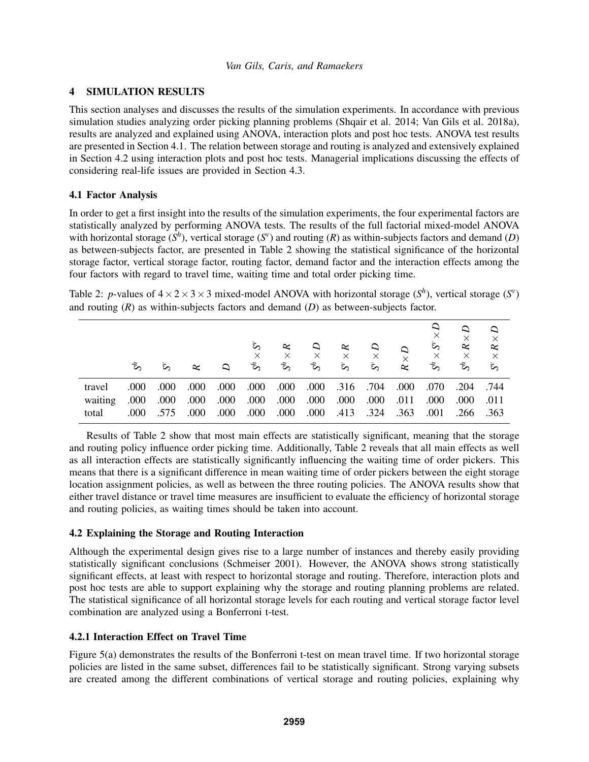## 4 SIMULATION RESULTS

This section analyses and discusses the results of the simulation experiments. In accordance with previous simulation studies analyzing order picking planning problems (Shqair et al. 2014; Van Gils et al. 2018a), results are analyzed and explained using ANOVA, interaction plots and post hoc tests. ANOVA test results are presented in Section 4.1. The relation between storage and routing is analyzed and extensively explained in Section 4.2 using interaction plots and post hoc tests. Managerial implications discussing the effects of considering real-life issues are provided in Section 4.3.

### 4.1 Factor Analysis

In order to get a first insight into the results of the simulation experiments, the four experimental factors are statistically analyzed by performing ANOVA tests. The results of the full factorial mixed-model ANOVA with horizontal storage ($S^h$), vertical storage ($S^v$) and routing ($R$) as within-subjects factors and demand ($D$) as between-subjects factor, are presented in Table 2 showing the statistical significance of the horizontal storage factor, vertical storage factor, routing factor, demand factor and the interaction effects among the four factors with regard to travel time, waiting time and total order picking time.

Table 2: $p$-values of $4 \times 2 \times 3 \times 3$ mixed-model ANOVA with horizontal storage ($S^h$), vertical storage ($S^v$) and routing ($R$) as within-subjects factors and demand ($D$) as between-subjects factor.

| | $S^h$ | $S^v$ | $R$ | $D$ | $S^h \times S^v$ | $S^h \times R$ | $S^h \times D$ | $S^v \times R$ | $S^v \times D$ | $R \times D$ | $S^h \times S^v \times D$ | $S^h \times R \times D$ | $S^v \times R \times D$ |
|---|---|---|---|---|---|---|---|---|---|---|---|---|---|
| travel | .000 | .000 | .000 | .000 | .000 | .000 | .000 | .316 | .704 | .000 | .070 | .204 | .744 |
| waiting | .000 | .000 | .000 | .000 | .000 | .000 | .000 | .000 | .000 | .011 | .000 | .000 | .011 |
| total | .000 | .575 | .000 | .000 | .000 | .000 | .000 | .413 | .324 | .363 | .001 | .266 | .363 |

Results of Table 2 show that most main effects are statistically significant, meaning that the storage and routing policy influence order picking time. Additionally, Table 2 reveals that all main effects as well as all interaction effects are statistically significantly influencing the waiting time of order pickers. This means that there is a significant difference in mean waiting time of order pickers between the eight storage location assignment policies, as well as between the three routing policies. The ANOVA results show that either travel distance or travel time measures are insufficient to evaluate the efficiency of horizontal storage and routing policies, as waiting times should be taken into account.

### 4.2 Explaining the Storage and Routing Interaction

Although the experimental design gives rise to a large number of instances and thereby easily providing statistically significant conclusions (Schmeiser 2001). However, the ANOVA shows strong statistically significant effects, at least with respect to horizontal storage and routing. Therefore, interaction plots and post hoc tests are able to support explaining why the storage and routing planning problems are related. The statistical significance of all horizontal storage levels for each routing and vertical storage factor level combination are analyzed using a Bonferroni t-test.

#### 4.2.1 Interaction Effect on Travel Time

Figure 5(a) demonstrates the results of the Bonferroni t-test on mean travel time. If two horizontal storage policies are listed in the same subset, differences fail to be statistically significant. Strong varying subsets are created among the different combinations of vertical storage and routing policies, explaining why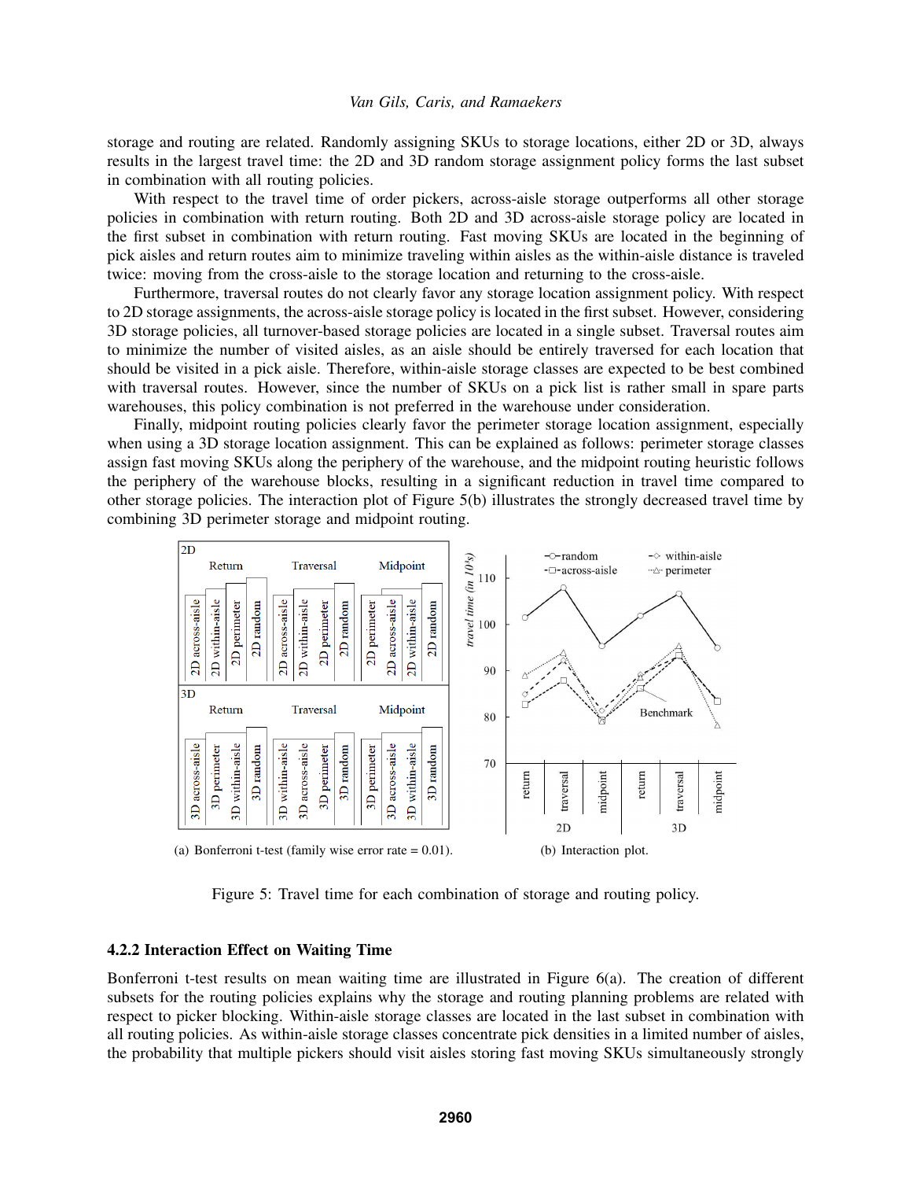storage and routing are related. Randomly assigning SKUs to storage locations, either 2D or 3D, always results in the largest travel time: the 2D and 3D random storage assignment policy forms the last subset in combination with all routing policies.

With respect to the travel time of order pickers, across-aisle storage outperforms all other storage policies in combination with return routing. Both 2D and 3D across-aisle storage policy are located in the first subset in combination with return routing. Fast moving SKUs are located in the beginning of pick aisles and return routes aim to minimize traveling within aisles as the within-aisle distance is traveled twice: moving from the cross-aisle to the storage location and returning to the cross-aisle.

Furthermore, traversal routes do not clearly favor any storage location assignment policy. With respect to 2D storage assignments, the across-aisle storage policy is located in the first subset. However, considering 3D storage policies, all turnover-based storage policies are located in a single subset. Traversal routes aim to minimize the number of visited aisles, as an aisle should be entirely traversed for each location that should be visited in a pick aisle. Therefore, within-aisle storage classes are expected to be best combined with traversal routes. However, since the number of SKUs on a pick list is rather small in spare parts warehouses, this policy combination is not preferred in the warehouse under consideration.

Finally, midpoint routing policies clearly favor the perimeter storage location assignment, especially when using a 3D storage location assignment. This can be explained as follows: perimeter storage classes assign fast moving SKUs along the periphery of the warehouse, and the midpoint routing heuristic follows the periphery of the warehouse blocks, resulting in a significant reduction in travel time compared to other storage policies. The interaction plot of Figure 5(b) illustrates the strongly decreased travel time by combining 3D perimeter storage and midpoint routing.

(a) Bonferroni t-test (family wise error rate = 0.01).

(b) Interaction plot.

Figure 5: Travel time for each combination of storage and routing policy.

#### 4.2.2 Interaction Effect on Waiting Time

Bonferroni t-test results on mean waiting time are illustrated in Figure 6(a). The creation of different subsets for the routing policies explains why the storage and routing planning problems are related with respect to picker blocking. Within-aisle storage classes are located in the last subset in combination with all routing policies. As within-aisle storage classes concentrate pick densities in a limited number of aisles, the probability that multiple pickers should visit aisles storing fast moving SKUs simultaneously strongly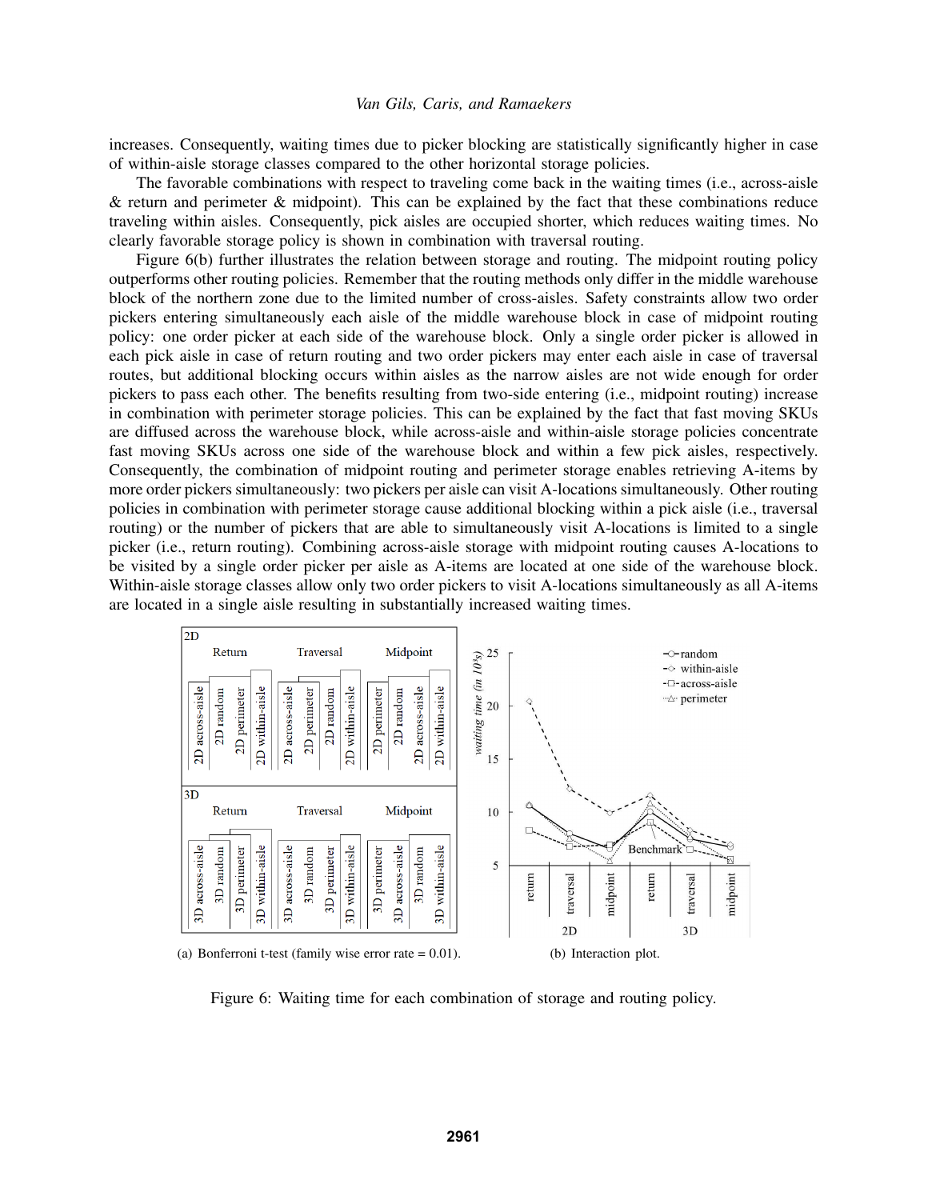increases. Consequently, waiting times due to picker blocking are statistically significantly higher in case of within-aisle storage classes compared to the other horizontal storage policies.

The favorable combinations with respect to traveling come back in the waiting times (i.e., across-aisle & return and perimeter & midpoint). This can be explained by the fact that these combinations reduce traveling within aisles. Consequently, pick aisles are occupied shorter, which reduces waiting times. No clearly favorable storage policy is shown in combination with traversal routing.

Figure 6(b) further illustrates the relation between storage and routing. The midpoint routing policy outperforms other routing policies. Remember that the routing methods only differ in the middle warehouse block of the northern zone due to the limited number of cross-aisles. Safety constraints allow two order pickers entering simultaneously each aisle of the middle warehouse block in case of midpoint routing policy: one order picker at each side of the warehouse block. Only a single order picker is allowed in each pick aisle in case of return routing and two order pickers may enter each aisle in case of traversal routes, but additional blocking occurs within aisles as the narrow aisles are not wide enough for order pickers to pass each other. The benefits resulting from two-side entering (i.e., midpoint routing) increase in combination with perimeter storage policies. This can be explained by the fact that fast moving SKUs are diffused across the warehouse block, while across-aisle and within-aisle storage policies concentrate fast moving SKUs across one side of the warehouse block and within a few pick aisles, respectively. Consequently, the combination of midpoint routing and perimeter storage enables retrieving A-items by more order pickers simultaneously: two pickers per aisle can visit A-locations simultaneously. Other routing policies in combination with perimeter storage cause additional blocking within a pick aisle (i.e., traversal routing) or the number of pickers that are able to simultaneously visit A-locations is limited to a single picker (i.e., return routing). Combining across-aisle storage with midpoint routing causes A-locations to be visited by a single order picker per aisle as A-items are located at one side of the warehouse block. Within-aisle storage classes allow only two order pickers to visit A-locations simultaneously as all A-items are located in a single aisle resulting in substantially increased waiting times.

(a) Bonferroni t-test (family wise error rate = 0.01).

(b) Interaction plot.

Figure 6: Waiting time for each combination of storage and routing policy.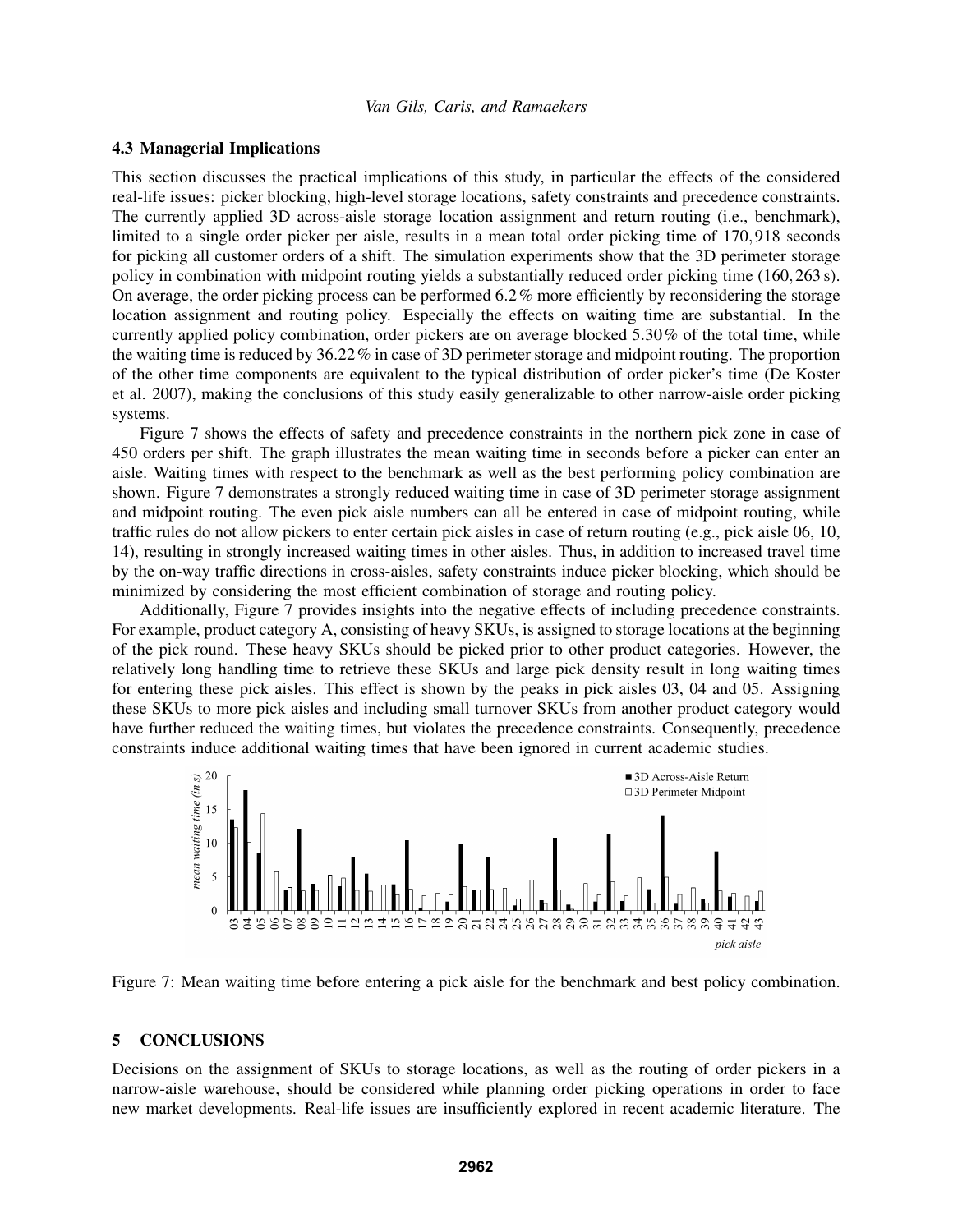### 4.3 Managerial Implications

This section discusses the practical implications of this study, in particular the effects of the considered real-life issues: picker blocking, high-level storage locations, safety constraints and precedence constraints. The currently applied 3D across-aisle storage location assignment and return routing (i.e., benchmark), limited to a single order picker per aisle, results in a mean total order picking time of 170,918 seconds for picking all customer orders of a shift. The simulation experiments show that the 3D perimeter storage policy in combination with midpoint routing yields a substantially reduced order picking time (160,263 s). On average, the order picking process can be performed 6.2% more efficiently by reconsidering the storage location assignment and routing policy. Especially the effects on waiting time are substantial. In the currently applied policy combination, order pickers are on average blocked 5.30% of the total time, while the waiting time is reduced by 36.22% in case of 3D perimeter storage and midpoint routing. The proportion of the other time components are equivalent to the typical distribution of order picker's time (De Koster et al. 2007), making the conclusions of this study easily generalizable to other narrow-aisle order picking systems.

Figure 7 shows the effects of safety and precedence constraints in the northern pick zone in case of 450 orders per shift. The graph illustrates the mean waiting time in seconds before a picker can enter an aisle. Waiting times with respect to the benchmark as well as the best performing policy combination are shown. Figure 7 demonstrates a strongly reduced waiting time in case of 3D perimeter storage assignment and midpoint routing. The even pick aisle numbers can all be entered in case of midpoint routing, while traffic rules do not allow pickers to enter certain pick aisles in case of return routing (e.g., pick aisle 06, 10, 14), resulting in strongly increased waiting times in other aisles. Thus, in addition to increased travel time by the on-way traffic directions in cross-aisles, safety constraints induce picker blocking, which should be minimized by considering the most efficient combination of storage and routing policy.

Additionally, Figure 7 provides insights into the negative effects of including precedence constraints. For example, product category A, consisting of heavy SKUs, is assigned to storage locations at the beginning of the pick round. These heavy SKUs should be picked prior to other product categories. However, the relatively long handling time to retrieve these SKUs and large pick density result in long waiting times for entering these pick aisles. This effect is shown by the peaks in pick aisles 03, 04 and 05. Assigning these SKUs to more pick aisles and including small turnover SKUs from another product category would have further reduced the waiting times, but violates the precedence constraints. Consequently, precedence constraints induce additional waiting times that have been ignored in current academic studies.

Figure 7: Mean waiting time before entering a pick aisle for the benchmark and best policy combination.

## 5 CONCLUSIONS

Decisions on the assignment of SKUs to storage locations, as well as the routing of order pickers in a narrow-aisle warehouse, should be considered while planning order picking operations in order to face new market developments. Real-life issues are insufficiently explored in recent academic literature. The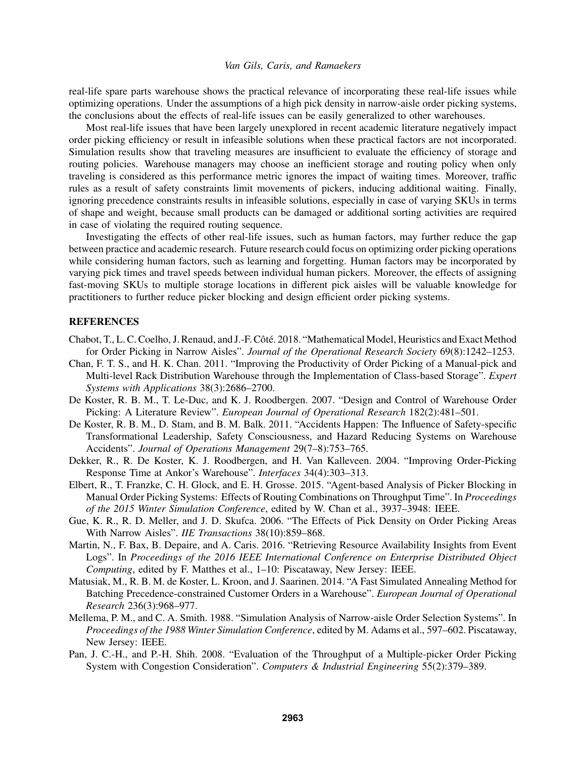real-life spare parts warehouse shows the practical relevance of incorporating these real-life issues while optimizing operations. Under the assumptions of a high pick density in narrow-aisle order picking systems, the conclusions about the effects of real-life issues can be easily generalized to other warehouses.

Most real-life issues that have been largely unexplored in recent academic literature negatively impact order picking efficiency or result in infeasible solutions when these practical factors are not incorporated. Simulation results show that traveling measures are insufficient to evaluate the efficiency of storage and routing policies. Warehouse managers may choose an inefficient storage and routing policy when only traveling is considered as this performance metric ignores the impact of waiting times. Moreover, traffic rules as a result of safety constraints limit movements of pickers, inducing additional waiting. Finally, ignoring precedence constraints results in infeasible solutions, especially in case of varying SKUs in terms of shape and weight, because small products can be damaged or additional sorting activities are required in case of violating the required routing sequence.

Investigating the effects of other real-life issues, such as human factors, may further reduce the gap between practice and academic research. Future research could focus on optimizing order picking operations while considering human factors, such as learning and forgetting. Human factors may be incorporated by varying pick times and travel speeds between individual human pickers. Moreover, the effects of assigning fast-moving SKUs to multiple storage locations in different pick aisles will be valuable knowledge for practitioners to further reduce picker blocking and design efficient order picking systems.

## REFERENCES

Chabot, T., L. C. Coelho, J. Renaud, and J.-F. Côté. 2018. "Mathematical Model, Heuristics and Exact Method for Order Picking in Narrow Aisles". *Journal of the Operational Research Society* 69(8):1242–1253.

Chan, F. T. S., and H. K. Chan. 2011. "Improving the Productivity of Order Picking of a Manual-pick and Multi-level Rack Distribution Warehouse through the Implementation of Class-based Storage". *Expert Systems with Applications* 38(3):2686–2700.

De Koster, R. B. M., T. Le-Duc, and K. J. Roodbergen. 2007. "Design and Control of Warehouse Order Picking: A Literature Review". *European Journal of Operational Research* 182(2):481–501.

De Koster, R. B. M., D. Stam, and B. M. Balk. 2011. "Accidents Happen: The Influence of Safety-specific Transformational Leadership, Safety Consciousness, and Hazard Reducing Systems on Warehouse Accidents". *Journal of Operations Management* 29(7–8):753–765.

Dekker, R., R. De Koster, K. J. Roodbergen, and H. Van Kalleveen. 2004. "Improving Order-Picking Response Time at Ankor's Warehouse". *Interfaces* 34(4):303–313.

Elbert, R., T. Franzke, C. H. Glock, and E. H. Grosse. 2015. "Agent-based Analysis of Picker Blocking in Manual Order Picking Systems: Effects of Routing Combinations on Throughput Time". In *Proceedings of the 2015 Winter Simulation Conference*, edited by W. Chan et al., 3937–3948: IEEE.

Gue, K. R., R. D. Meller, and J. D. Skufca. 2006. "The Effects of Pick Density on Order Picking Areas With Narrow Aisles". *IIE Transactions* 38(10):859–868.

Martin, N., F. Bax, B. Depaire, and A. Caris. 2016. "Retrieving Resource Availability Insights from Event Logs". In *Proceedings of the 2016 IEEE International Conference on Enterprise Distributed Object Computing*, edited by F. Matthes et al., 1–10: Piscataway, New Jersey: IEEE.

Matusiak, M., R. B. M. de Koster, L. Kroon, and J. Saarinen. 2014. "A Fast Simulated Annealing Method for Batching Precedence-constrained Customer Orders in a Warehouse". *European Journal of Operational Research* 236(3):968–977.

Mellema, P. M., and C. A. Smith. 1988. "Simulation Analysis of Narrow-aisle Order Selection Systems". In *Proceedings of the 1988 Winter Simulation Conference*, edited by M. Adams et al., 597–602. Piscataway, New Jersey: IEEE.

Pan, J. C.-H., and P.-H. Shih. 2008. "Evaluation of the Throughput of a Multiple-picker Order Picking System with Congestion Consideration". *Computers & Industrial Engineering* 55(2):379–389.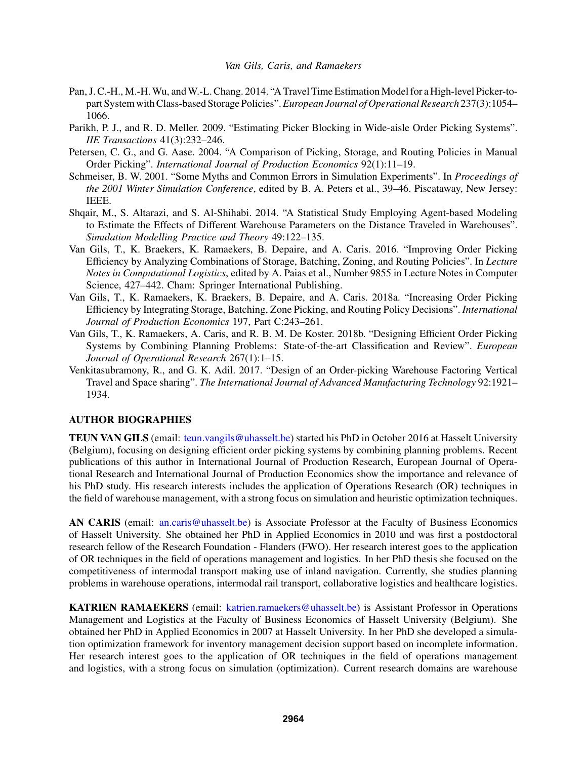Pan, J. C.-H., M.-H. Wu, and W.-L. Chang. 2014. "A Travel Time Estimation Model for a High-level Picker-to-part System with Class-based Storage Policies". *European Journal of Operational Research* 237(3):1054–1066.

Parikh, P. J., and R. D. Meller. 2009. "Estimating Picker Blocking in Wide-aisle Order Picking Systems". *IIE Transactions* 41(3):232–246.

Petersen, C. G., and G. Aase. 2004. "A Comparison of Picking, Storage, and Routing Policies in Manual Order Picking". *International Journal of Production Economics* 92(1):11–19.

Schmeiser, B. W. 2001. "Some Myths and Common Errors in Simulation Experiments". In *Proceedings of the 2001 Winter Simulation Conference*, edited by B. A. Peters et al., 39–46. Piscataway, New Jersey: IEEE.

Shqair, M., S. Altarazi, and S. Al-Shihabi. 2014. "A Statistical Study Employing Agent-based Modeling to Estimate the Effects of Different Warehouse Parameters on the Distance Traveled in Warehouses". *Simulation Modelling Practice and Theory* 49:122–135.

Van Gils, T., K. Braekers, K. Ramaekers, B. Depaire, and A. Caris. 2016. "Improving Order Picking Efficiency by Analyzing Combinations of Storage, Batching, Zoning, and Routing Policies". In *Lecture Notes in Computational Logistics*, edited by A. Paias et al., Number 9855 in Lecture Notes in Computer Science, 427–442. Cham: Springer International Publishing.

Van Gils, T., K. Ramaekers, K. Braekers, B. Depaire, and A. Caris. 2018a. "Increasing Order Picking Efficiency by Integrating Storage, Batching, Zone Picking, and Routing Policy Decisions". *International Journal of Production Economics* 197, Part C:243–261.

Van Gils, T., K. Ramaekers, A. Caris, and R. B. M. De Koster. 2018b. "Designing Efficient Order Picking Systems by Combining Planning Problems: State-of-the-art Classification and Review". *European Journal of Operational Research* 267(1):1–15.

Venkitasubramony, R., and G. K. Adil. 2017. "Design of an Order-picking Warehouse Factoring Vertical Travel and Space sharing". *The International Journal of Advanced Manufacturing Technology* 92:1921–1934.

## AUTHOR BIOGRAPHIES

**TEUN VAN GILS** (email: teun.vangils@uhasselt.be) started his PhD in October 2016 at Hasselt University (Belgium), focusing on designing efficient order picking systems by combining planning problems. Recent publications of this author in International Journal of Production Research, European Journal of Operational Research and International Journal of Production Economics show the importance and relevance of his PhD study. His research interests includes the application of Operations Research (OR) techniques in the field of warehouse management, with a strong focus on simulation and heuristic optimization techniques.

**AN CARIS** (email: an.caris@uhasselt.be) is Associate Professor at the Faculty of Business Economics of Hasselt University. She obtained her PhD in Applied Economics in 2010 and was first a postdoctoral research fellow of the Research Foundation - Flanders (FWO). Her research interest goes to the application of OR techniques in the field of operations management and logistics. In her PhD thesis she focused on the competitiveness of intermodal transport making use of inland navigation. Currently, she studies planning problems in warehouse operations, intermodal rail transport, collaborative logistics and healthcare logistics.

**KATRIEN RAMAEKERS** (email: katrien.ramaekers@uhasselt.be) is Assistant Professor in Operations Management and Logistics at the Faculty of Business Economics of Hasselt University (Belgium). She obtained her PhD in Applied Economics in 2007 at Hasselt University. In her PhD she developed a simulation optimization framework for inventory management decision support based on incomplete information. Her research interest goes to the application of OR techniques in the field of operations management and logistics, with a strong focus on simulation (optimization). Current research domains are warehouse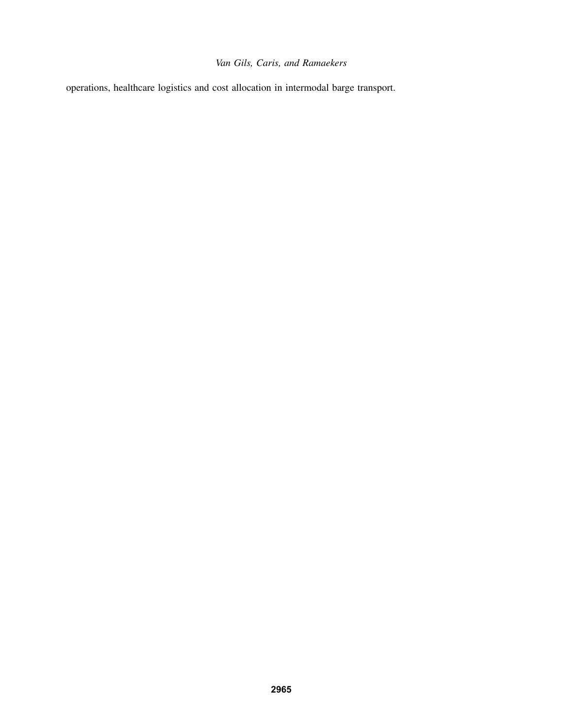operations, healthcare logistics and cost allocation in intermodal barge transport.